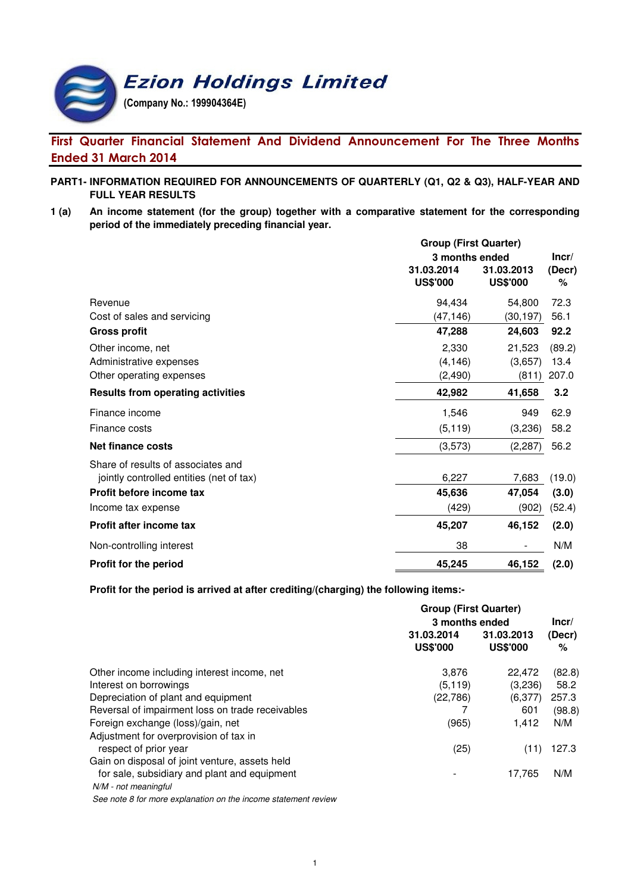# Ezion Holdings Limited

**(Company No.: 199904364E)**

## First Quarter Financial Statement And Dividend Announcement For The Three Months Ended 31 March 2014

**PART1- INFORMATION REQUIRED FOR ANNOUNCEMENTS OF QUARTERLY (Q1, Q2 & Q3), HALF-YEAR AND FULL YEAR RESULTS**

**1 (a) An income statement (for the group) together with a comparative statement for the corresponding period of the immediately preceding financial year.**

| | Group (First Quarter) | | |
|---|---|---|---|
| | 3 months ended | | Incr/ |
| | 31.03.2014 US$'000 | 31.03.2013 US$'000 | (Decr) % |
| Revenue | 94,434 | 54,800 | 72.3 |
| Cost of sales and servicing | (47,146) | (30,197) | 56.1 |
| **Gross profit** | **47,288** | **24,603** | **92.2** |
| Other income, net | 2,330 | 21,523 | (89.2) |
| Administrative expenses | (4,146) | (3,657) | 13.4 |
| Other operating expenses | (2,490) | (811) | 207.0 |
| **Results from operating activities** | **42,982** | **41,658** | **3.2** |
| Finance income | 1,546 | 949 | 62.9 |
| Finance costs | (5,119) | (3,236) | 58.2 |
| **Net finance costs** | (3,573) | (2,287) | 56.2 |
| Share of results of associates and jointly controlled entities (net of tax) | 6,227 | 7,683 | (19.0) |
| **Profit before income tax** | **45,636** | **47,054** | **(3.0)** |
| Income tax expense | (429) | (902) | (52.4) |
| **Profit after income tax** | **45,207** | **46,152** | **(2.0)** |
| Non-controlling interest | 38 | - | N/M |
| **Profit for the period** | **45,245** | **46,152** | **(2.0)** |

**Profit for the period is arrived at after crediting/(charging) the following items:-**

| | Group (First Quarter) | | |
|---|---|---|---|
| | 3 months ended | | Incr/ |
| | 31.03.2014 US$'000 | 31.03.2013 US$'000 | (Decr) % |
| Other income including interest income, net | 3,876 | 22,472 | (82.8) |
| Interest on borrowings | (5,119) | (3,236) | 58.2 |
| Depreciation of plant and equipment | (22,786) | (6,377) | 257.3 |
| Reversal of impairment loss on trade receivables | 7 | 601 | (98.8) |
| Foreign exchange (loss)/gain, net | (965) | 1,412 | N/M |
| Adjustment for overprovision of tax in respect of prior year | (25) | (11) | 127.3 |
| Gain on disposal of joint venture, assets held for sale, subsidiary and plant and equipment | - | 17,765 | N/M |

*N/M - not meaningful*

*See note 8 for more explanation on the income statement review*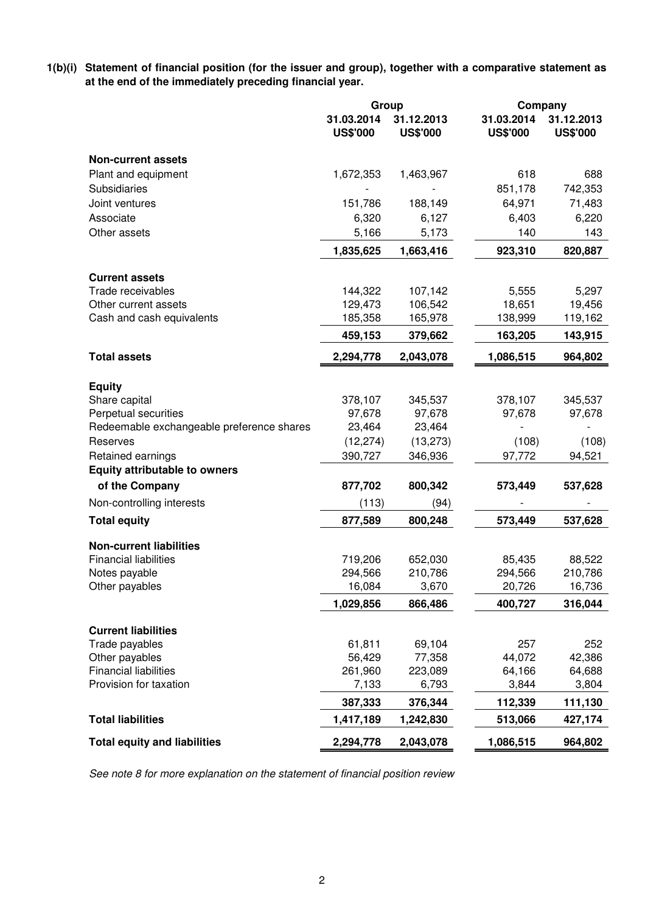**1(b)(i) Statement of financial position (for the issuer and group), together with a comparative statement as at the end of the immediately preceding financial year.**

| | Group | | Company | |
|---|---|---|---|---|
| | 31.03.2014 US$'000 | 31.12.2013 US$'000 | 31.03.2014 US$'000 | 31.12.2013 US$'000 |
| **Non-current assets** | | | | |
| Plant and equipment | 1,672,353 | 1,463,967 | 618 | 688 |
| Subsidiaries | - | - | 851,178 | 742,353 |
| Joint ventures | 151,786 | 188,149 | 64,971 | 71,483 |
| Associate | 6,320 | 6,127 | 6,403 | 6,220 |
| Other assets | 5,166 | 5,173 | 140 | 143 |
| | **1,835,625** | **1,663,416** | **923,310** | **820,887** |
| **Current assets** | | | | |
| Trade receivables | 144,322 | 107,142 | 5,555 | 5,297 |
| Other current assets | 129,473 | 106,542 | 18,651 | 19,456 |
| Cash and cash equivalents | 185,358 | 165,978 | 138,999 | 119,162 |
| | **459,153** | **379,662** | **163,205** | **143,915** |
| **Total assets** | **2,294,778** | **2,043,078** | **1,086,515** | **964,802** |
| **Equity** | | | | |
| Share capital | 378,107 | 345,537 | 378,107 | 345,537 |
| Perpetual securities | 97,678 | 97,678 | 97,678 | 97,678 |
| Redeemable exchangeable preference shares | 23,464 | 23,464 | - | - |
| Reserves | (12,274) | (13,273) | (108) | (108) |
| Retained earnings | 390,727 | 346,936 | 97,772 | 94,521 |
| **Equity attributable to owners of the Company** | **877,702** | **800,342** | **573,449** | **537,628** |
| Non-controlling interests | (113) | (94) | - | - |
| **Total equity** | **877,589** | **800,248** | **573,449** | **537,628** |
| **Non-current liabilities** | | | | |
| Financial liabilities | 719,206 | 652,030 | 85,435 | 88,522 |
| Notes payable | 294,566 | 210,786 | 294,566 | 210,786 |
| Other payables | 16,084 | 3,670 | 20,726 | 16,736 |
| | **1,029,856** | **866,486** | **400,727** | **316,044** |
| **Current liabilities** | | | | |
| Trade payables | 61,811 | 69,104 | 257 | 252 |
| Other payables | 56,429 | 77,358 | 44,072 | 42,386 |
| Financial liabilities | 261,960 | 223,089 | 64,166 | 64,688 |
| Provision for taxation | 7,133 | 6,793 | 3,844 | 3,804 |
| | **387,333** | **376,344** | **112,339** | **111,130** |
| **Total liabilities** | **1,417,189** | **1,242,830** | **513,066** | **427,174** |
| **Total equity and liabilities** | **2,294,778** | **2,043,078** | **1,086,515** | **964,802** |

*See note 8 for more explanation on the statement of financial position review*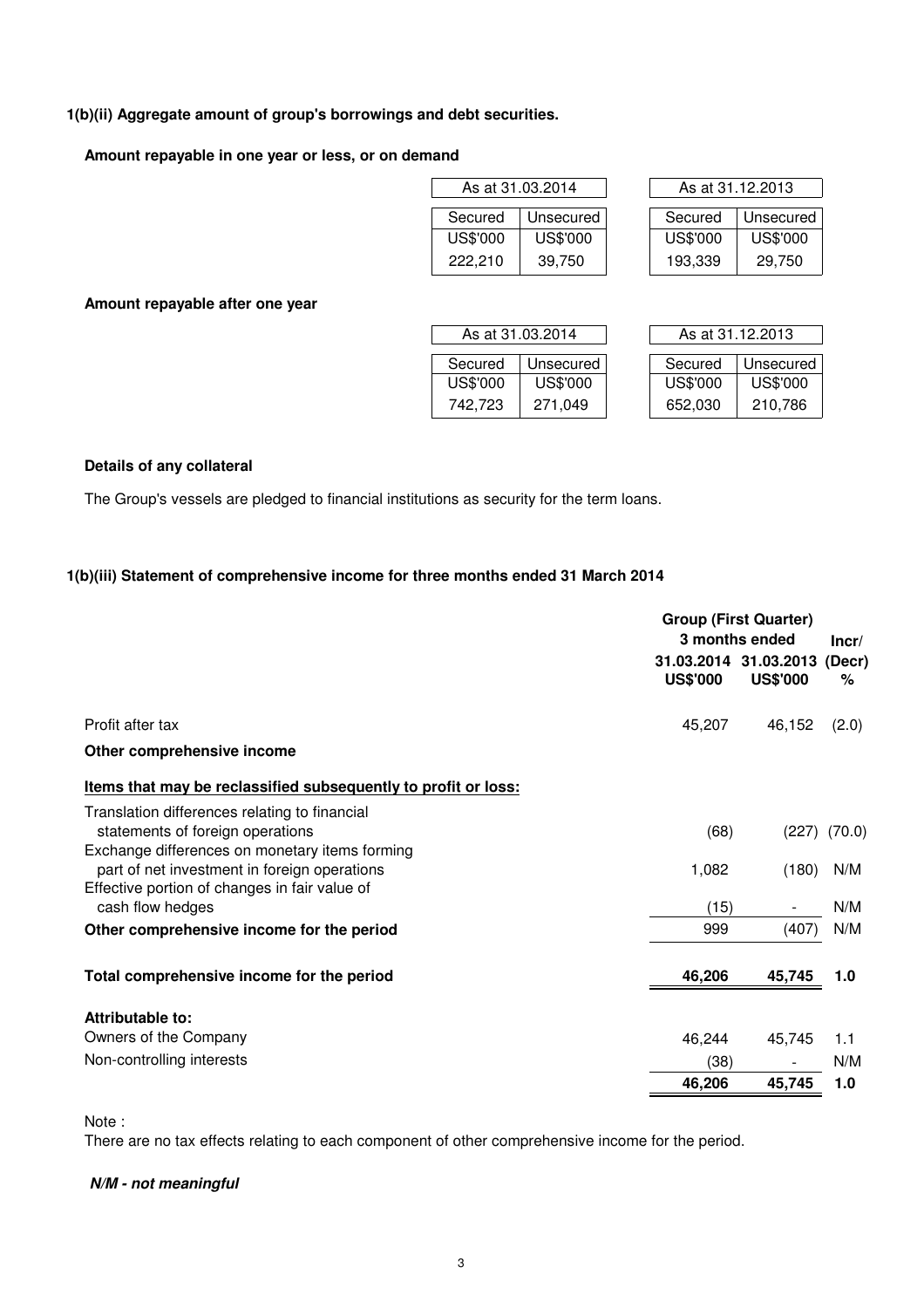### 1(b)(ii) Aggregate amount of group's borrowings and debt securities.

**Amount repayable in one year or less, or on demand**

| As at 31.03.2014 | | As at 31.12.2013 | |
|---|---|---|---|
| Secured | Unsecured | Secured | Unsecured |
| US$'000 | US$'000 | US$'000 | US$'000 |
| 222,210 | 39,750 | 193,339 | 29,750 |

**Amount repayable after one year**

| As at 31.03.2014 | | As at 31.12.2013 | |
|---|---|---|---|
| Secured | Unsecured | Secured | Unsecured |
| US$'000 | US$'000 | US$'000 | US$'000 |
| 742,723 | 271,049 | 652,030 | 210,786 |

**Details of any collateral**

The Group's vessels are pledged to financial institutions as security for the term loans.

### 1(b)(iii) Statement of comprehensive income for three months ended 31 March 2014

| | Group (First Quarter) 3 months ended | | Incr/ (Decr) |
|---|---|---|---|
| | 31.03.2014 US$'000 | 31.03.2013 US$'000 | % |
| Profit after tax | 45,207 | 46,152 | (2.0) |
| **Other comprehensive income** | | | |
| **Items that may be reclassified subsequently to profit or loss:** | | | |
| Translation differences relating to financial statements of foreign operations | (68) | (227) | (70.0) |
| Exchange differences on monetary items forming part of net investment in foreign operations | 1,082 | (180) | N/M |
| Effective portion of changes in fair value of cash flow hedges | (15) | - | N/M |
| **Other comprehensive income for the period** | 999 | (407) | N/M |
| **Total comprehensive income for the period** | **46,206** | **45,745** | **1.0** |
| **Attributable to:** | | | |
| Owners of the Company | 46,244 | 45,745 | 1.1 |
| Non-controlling interests | (38) | - | N/M |
| | **46,206** | **45,745** | **1.0** |

Note :
There are no tax effects relating to each component of other comprehensive income for the period.

***N/M - not meaningful***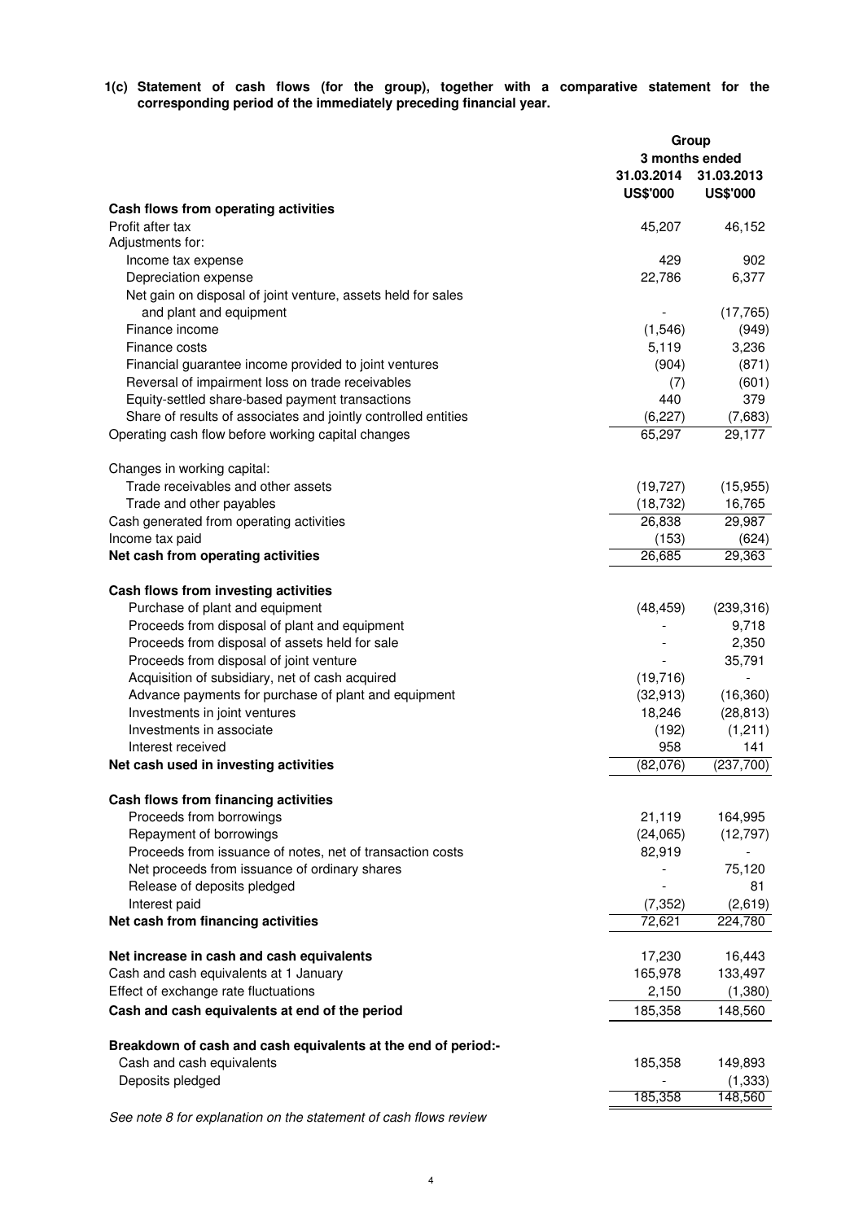**1(c) Statement of cash flows (for the group), together with a comparative statement for the corresponding period of the immediately preceding financial year.**

| | Group | |
|---|---|---|
| | 3 months ended | |
| | 31.03.2014 | 31.03.2013 |
| | US$'000 | US$'000 |
| **Cash flows from operating activities** | | |
| Profit after tax | 45,207 | 46,152 |
| Adjustments for: | | |
| Income tax expense | 429 | 902 |
| Depreciation expense | 22,786 | 6,377 |
| Net gain on disposal of joint venture, assets held for sales and plant and equipment | - | (17,765) |
| Finance income | (1,546) | (949) |
| Finance costs | 5,119 | 3,236 |
| Financial guarantee income provided to joint ventures | (904) | (871) |
| Reversal of impairment loss on trade receivables | (7) | (601) |
| Equity-settled share-based payment transactions | 440 | 379 |
| Share of results of associates and jointly controlled entities | (6,227) | (7,683) |
| Operating cash flow before working capital changes | 65,297 | 29,177 |
| Changes in working capital: | | |
| Trade receivables and other assets | (19,727) | (15,955) |
| Trade and other payables | (18,732) | 16,765 |
| Cash generated from operating activities | 26,838 | 29,987 |
| Income tax paid | (153) | (624) |
| **Net cash from operating activities** | 26,685 | 29,363 |
| **Cash flows from investing activities** | | |
| Purchase of plant and equipment | (48,459) | (239,316) |
| Proceeds from disposal of plant and equipment | - | 9,718 |
| Proceeds from disposal of assets held for sale | - | 2,350 |
| Proceeds from disposal of joint venture | - | 35,791 |
| Acquisition of subsidiary, net of cash acquired | (19,716) | - |
| Advance payments for purchase of plant and equipment | (32,913) | (16,360) |
| Investments in joint ventures | 18,246 | (28,813) |
| Investments in associate | (192) | (1,211) |
| Interest received | 958 | 141 |
| **Net cash used in investing activities** | (82,076) | (237,700) |
| **Cash flows from financing activities** | | |
| Proceeds from borrowings | 21,119 | 164,995 |
| Repayment of borrowings | (24,065) | (12,797) |
| Proceeds from issuance of notes, net of transaction costs | 82,919 | - |
| Net proceeds from issuance of ordinary shares | - | 75,120 |
| Release of deposits pledged | - | 81 |
| Interest paid | (7,352) | (2,619) |
| **Net cash from financing activities** | 72,621 | 224,780 |
| **Net increase in cash and cash equivalents** | 17,230 | 16,443 |
| Cash and cash equivalents at 1 January | 165,978 | 133,497 |
| Effect of exchange rate fluctuations | 2,150 | (1,380) |
| **Cash and cash equivalents at end of the period** | 185,358 | 148,560 |
| **Breakdown of cash and cash equivalents at the end of period:-** | | |
| Cash and cash equivalents | 185,358 | 149,893 |
| Deposits pledged | - | (1,333) |
| | 185,358 | 148,560 |

*See note 8 for explanation on the statement of cash flows review*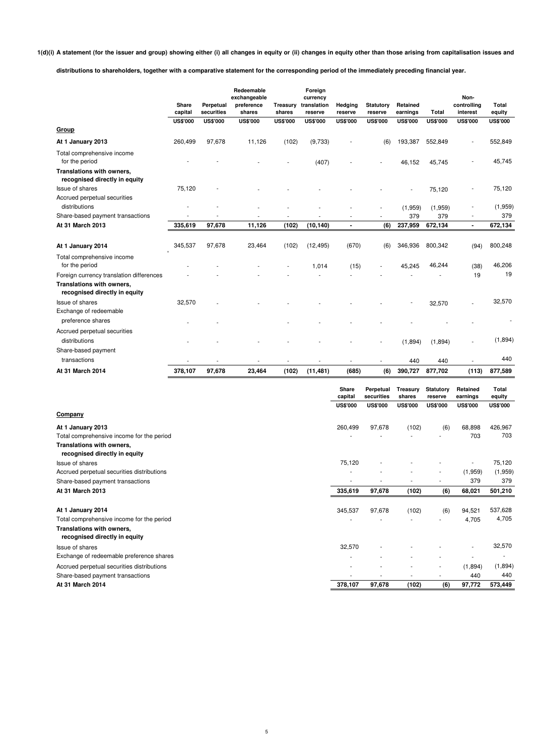**1(d)(i) A statement (for the issuer and group) showing either (i) all changes in equity or (ii) changes in equity other than those arising from capitalisation issues and distributions to shareholders, together with a comparative statement for the corresponding period of the immediately preceding financial year.**

| | Share capital | Perpetual securities | Redeemable exchangeable preference shares | Treasury shares | Foreign currency translation reserve | Hedging reserve | Statutory reserve | Retained earnings | Total | Non-controlling interest | Total equity |
|---|---|---|---|---|---|---|---|---|---|---|---|
| | US$'000 | US$'000 | US$'000 | US$'000 | US$'000 | US$'000 | US$'000 | US$'000 | US$'000 | US$'000 | US$'000 |
| **Group** | | | | | | | | | | | |
| **At 1 January 2013** | 260,499 | 97,678 | 11,126 | (102) | (9,733) | - | (6) | 193,387 | 552,849 | - | 552,849 |
| Total comprehensive income for the period | - | - | - | - | (407) | - | - | 46,152 | 45,745 | - | 45,745 |
| **Translations with owners, recognised directly in equity** | | | | | | | | | | | |
| Issue of shares | 75,120 | - | - | - | - | - | - | - | 75,120 | - | 75,120 |
| Accrued perpetual securities distributions | - | - | - | - | - | - | - | (1,959) | (1,959) | - | (1,959) |
| Share-based payment transactions | - | - | - | - | - | - | - | 379 | 379 | - | 379 |
| **At 31 March 2013** | **335,619** | **97,678** | **11,126** | **(102)** | **(10,140)** | **-** | **(6)** | **237,959** | **672,134** | **-** | **672,134** |
| | | | | | | | | | | | |
| **At 1 January 2014** | 345,537 | 97,678 | 23,464 | (102) | (12,495) | (670) | (6) | 346,936 | 800,342 | (94) | 800,248 |
| Total comprehensive income for the period | - | - | - | - | 1,014 | (15) | - | 45,245 | 46,244 | (38) | 46,206 |
| Foreign currency translation differences | - | - | - | - | - | - | - | - | - | 19 | 19 |
| **Translations with owners, recognised directly in equity** | | | | | | | | | | | |
| Issue of shares | 32,570 | - | - | - | - | - | - | - | 32,570 | - | 32,570 |
| Exchange of redeemable preference shares | - | - | - | - | - | - | - | - | - | - | - |
| Accrued perpetual securities distributions | - | - | - | - | - | - | - | (1,894) | (1,894) | - | (1,894) |
| Share-based payment transactions | - | - | - | - | - | - | - | 440 | 440 | - | 440 |
| **At 31 March 2014** | **378,107** | **97,678** | **23,464** | **(102)** | **(11,481)** | **(685)** | **(6)** | **390,727** | **877,702** | **(113)** | **877,589** |

| | Share capital | Perpetual securities | Treasury shares | Statutory reserve | Retained earnings | Total equity |
|---|---|---|---|---|---|---|
| | US$'000 | US$'000 | US$'000 | US$'000 | US$'000 | US$'000 |
| **Company** | | | | | | |
| **At 1 January 2013** | 260,499 | 97,678 | (102) | (6) | 68,898 | 426,967 |
| Total comprehensive income for the period | - | - | - | - | 703 | 703 |
| **Translations with owners, recognised directly in equity** | | | | | | |
| Issue of shares | 75,120 | - | - | - | - | 75,120 |
| Accrued perpetual securities distributions | - | - | - | - | (1,959) | (1,959) |
| Share-based payment transactions | - | - | - | - | 379 | 379 |
| **At 31 March 2013** | **335,619** | **97,678** | **(102)** | **(6)** | **68,021** | **501,210** |
| | | | | | | |
| **At 1 January 2014** | 345,537 | 97,678 | (102) | (6) | 94,521 | 537,628 |
| Total comprehensive income for the period | - | - | - | - | 4,705 | 4,705 |
| **Translations with owners, recognised directly in equity** | | | | | | |
| Issue of shares | 32,570 | - | - | - | - | 32,570 |
| Exchange of redeemable preference shares | - | - | - | - | - | - |
| Accrued perpetual securities distributions | - | - | - | - | (1,894) | (1,894) |
| Share-based payment transactions | - | - | - | - | 440 | 440 |
| **At 31 March 2014** | **378,107** | **97,678** | **(102)** | **(6)** | **97,772** | **573,449** |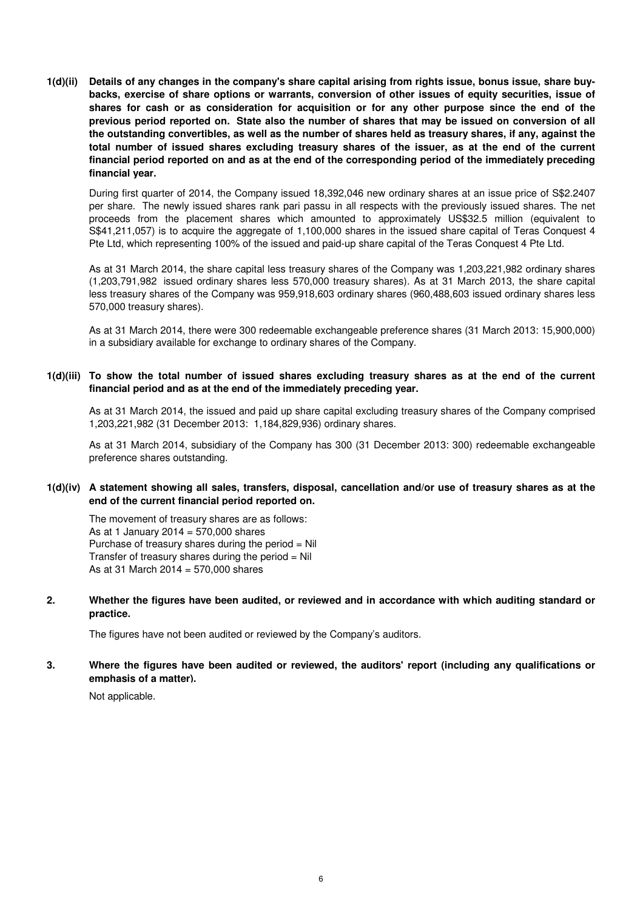**1(d)(ii) Details of any changes in the company's share capital arising from rights issue, bonus issue, share buy-backs, exercise of share options or warrants, conversion of other issues of equity securities, issue of shares for cash or as consideration for acquisition or for any other purpose since the end of the previous period reported on. State also the number of shares that may be issued on conversion of all the outstanding convertibles, as well as the number of shares held as treasury shares, if any, against the total number of issued shares excluding treasury shares of the issuer, as at the end of the current financial period reported on and as at the end of the corresponding period of the immediately preceding financial year.**

During first quarter of 2014, the Company issued 18,392,046 new ordinary shares at an issue price of S$2.2407 per share. The newly issued shares rank pari passu in all respects with the previously issued shares. The net proceeds from the placement shares which amounted to approximately US$32.5 million (equivalent to S$41,211,057) is to acquire the aggregate of 1,100,000 shares in the issued share capital of Teras Conquest 4 Pte Ltd, which representing 100% of the issued and paid-up share capital of the Teras Conquest 4 Pte Ltd.

As at 31 March 2014, the share capital less treasury shares of the Company was 1,203,221,982 ordinary shares (1,203,791,982 issued ordinary shares less 570,000 treasury shares). As at 31 March 2013, the share capital less treasury shares of the Company was 959,918,603 ordinary shares (960,488,603 issued ordinary shares less 570,000 treasury shares).

As at 31 March 2014, there were 300 redeemable exchangeable preference shares (31 March 2013: 15,900,000) in a subsidiary available for exchange to ordinary shares of the Company.

**1(d)(iii) To show the total number of issued shares excluding treasury shares as at the end of the current financial period and as at the end of the immediately preceding year.**

As at 31 March 2014, the issued and paid up share capital excluding treasury shares of the Company comprised 1,203,221,982 (31 December 2013: 1,184,829,936) ordinary shares.

As at 31 March 2014, subsidiary of the Company has 300 (31 December 2013: 300) redeemable exchangeable preference shares outstanding.

**1(d)(iv) A statement showing all sales, transfers, disposal, cancellation and/or use of treasury shares as at the end of the current financial period reported on.**

The movement of treasury shares are as follows:
As at 1 January 2014 = 570,000 shares
Purchase of treasury shares during the period = Nil
Transfer of treasury shares during the period = Nil
As at 31 March 2014 = 570,000 shares

**2. Whether the figures have been audited, or reviewed and in accordance with which auditing standard or practice.**

The figures have not been audited or reviewed by the Company's auditors.

**3. Where the figures have been audited or reviewed, the auditors' report (including any qualifications or emphasis of a matter).**

Not applicable.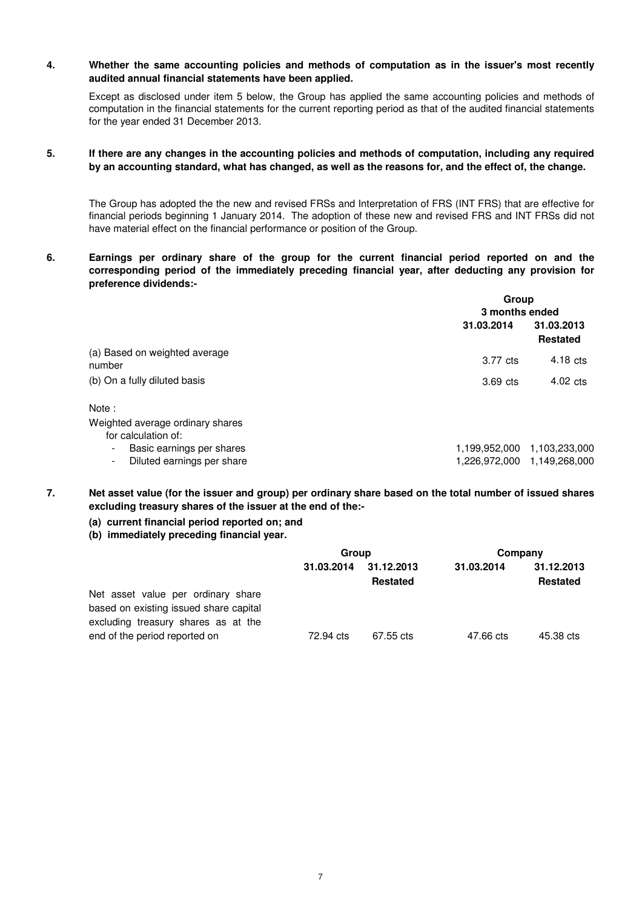**4. Whether the same accounting policies and methods of computation as in the issuer's most recently audited annual financial statements have been applied.**

Except as disclosed under item 5 below, the Group has applied the same accounting policies and methods of computation in the financial statements for the current reporting period as that of the audited financial statements for the year ended 31 December 2013.

**5. If there are any changes in the accounting policies and methods of computation, including any required by an accounting standard, what has changed, as well as the reasons for, and the effect of, the change.**

The Group has adopted the the new and revised FRSs and Interpretation of FRS (INT FRS) that are effective for financial periods beginning 1 January 2014. The adoption of these new and revised FRS and INT FRSs did not have material effect on the financial performance or position of the Group.

**6. Earnings per ordinary share of the group for the current financial period reported on and the corresponding period of the immediately preceding financial year, after deducting any provision for preference dividends:-**

| | Group | |
|---|---|---|
| | 3 months ended | |
| | 31.03.2014 | 31.03.2013 Restated |
| (a) Based on weighted average number | 3.77 cts | 4.18 cts |
| (b) On a fully diluted basis | 3.69 cts | 4.02 cts |
| Note : | | |
| Weighted average ordinary shares for calculation of: | | |
| - Basic earnings per shares | 1,199,952,000 | 1,103,233,000 |
| - Diluted earnings per share | 1,226,972,000 | 1,149,268,000 |

**7. Net asset value (for the issuer and group) per ordinary share based on the total number of issued shares excluding treasury shares of the issuer at the end of the:-**

**(a) current financial period reported on; and**

**(b) immediately preceding financial year.**

| | Group | | Company | |
|---|---|---|---|---|
| | 31.03.2014 | 31.12.2013 Restated | 31.03.2014 | 31.12.2013 Restated |
| Net asset value per ordinary share based on existing issued share capital excluding treasury shares as at the end of the period reported on | 72.94 cts | 67.55 cts | 47.66 cts | 45.38 cts |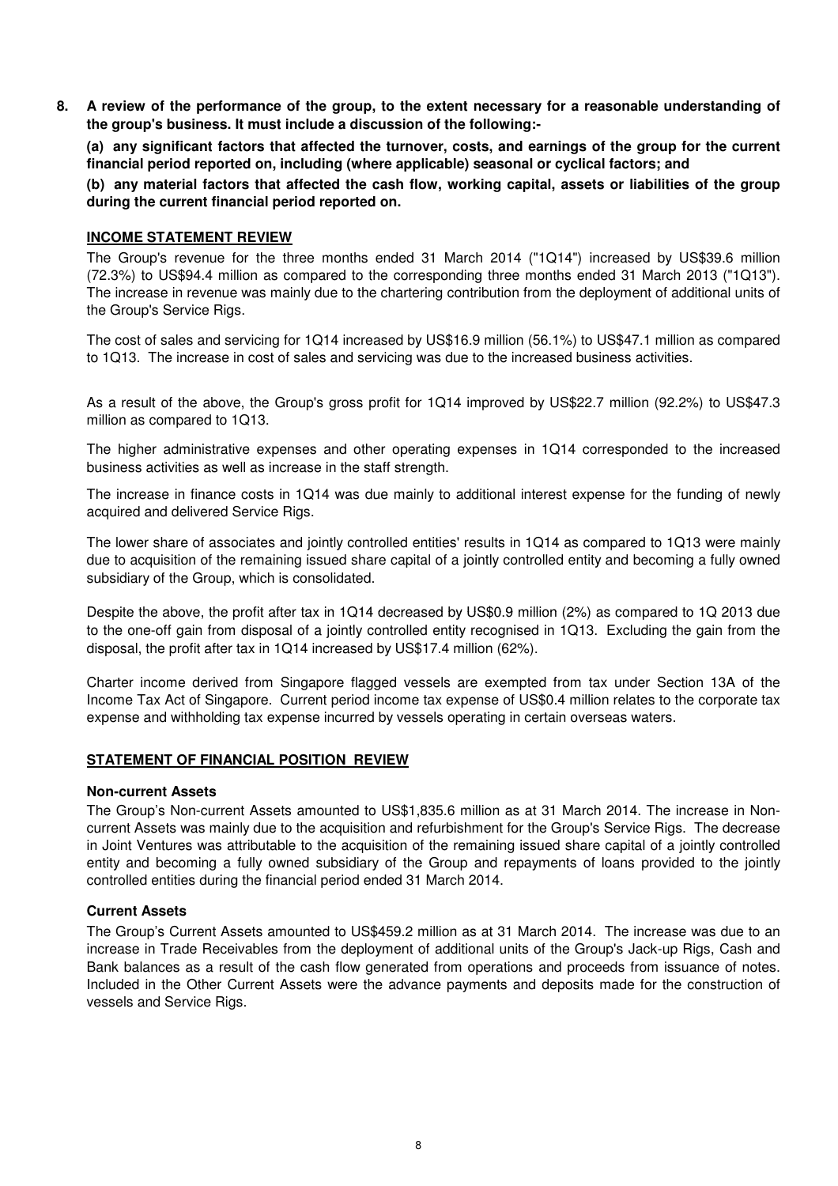**8. A review of the performance of the group, to the extent necessary for a reasonable understanding of the group's business. It must include a discussion of the following:-**

**(a) any significant factors that affected the turnover, costs, and earnings of the group for the current financial period reported on, including (where applicable) seasonal or cyclical factors; and**

**(b) any material factors that affected the cash flow, working capital, assets or liabilities of the group during the current financial period reported on.**

**INCOME STATEMENT REVIEW**

The Group's revenue for the three months ended 31 March 2014 ("1Q14") increased by US$39.6 million (72.3%) to US$94.4 million as compared to the corresponding three months ended 31 March 2013 ("1Q13"). The increase in revenue was mainly due to the chartering contribution from the deployment of additional units of the Group's Service Rigs.

The cost of sales and servicing for 1Q14 increased by US$16.9 million (56.1%) to US$47.1 million as compared to 1Q13. The increase in cost of sales and servicing was due to the increased business activities.

As a result of the above, the Group's gross profit for 1Q14 improved by US$22.7 million (92.2%) to US$47.3 million as compared to 1Q13.

The higher administrative expenses and other operating expenses in 1Q14 corresponded to the increased business activities as well as increase in the staff strength.

The increase in finance costs in 1Q14 was due mainly to additional interest expense for the funding of newly acquired and delivered Service Rigs.

The lower share of associates and jointly controlled entities' results in 1Q14 as compared to 1Q13 were mainly due to acquisition of the remaining issued share capital of a jointly controlled entity and becoming a fully owned subsidiary of the Group, which is consolidated.

Despite the above, the profit after tax in 1Q14 decreased by US$0.9 million (2%) as compared to 1Q 2013 due to the one-off gain from disposal of a jointly controlled entity recognised in 1Q13. Excluding the gain from the disposal, the profit after tax in 1Q14 increased by US$17.4 million (62%).

Charter income derived from Singapore flagged vessels are exempted from tax under Section 13A of the Income Tax Act of Singapore. Current period income tax expense of US$0.4 million relates to the corporate tax expense and withholding tax expense incurred by vessels operating in certain overseas waters.

**STATEMENT OF FINANCIAL POSITION REVIEW**

**Non-current Assets**

The Group's Non-current Assets amounted to US$1,835.6 million as at 31 March 2014. The increase in Non-current Assets was mainly due to the acquisition and refurbishment for the Group's Service Rigs. The decrease in Joint Ventures was attributable to the acquisition of the remaining issued share capital of a jointly controlled entity and becoming a fully owned subsidiary of the Group and repayments of loans provided to the jointly controlled entities during the financial period ended 31 March 2014.

**Current Assets**

The Group's Current Assets amounted to US$459.2 million as at 31 March 2014. The increase was due to an increase in Trade Receivables from the deployment of additional units of the Group's Jack-up Rigs, Cash and Bank balances as a result of the cash flow generated from operations and proceeds from issuance of notes. Included in the Other Current Assets were the advance payments and deposits made for the construction of vessels and Service Rigs.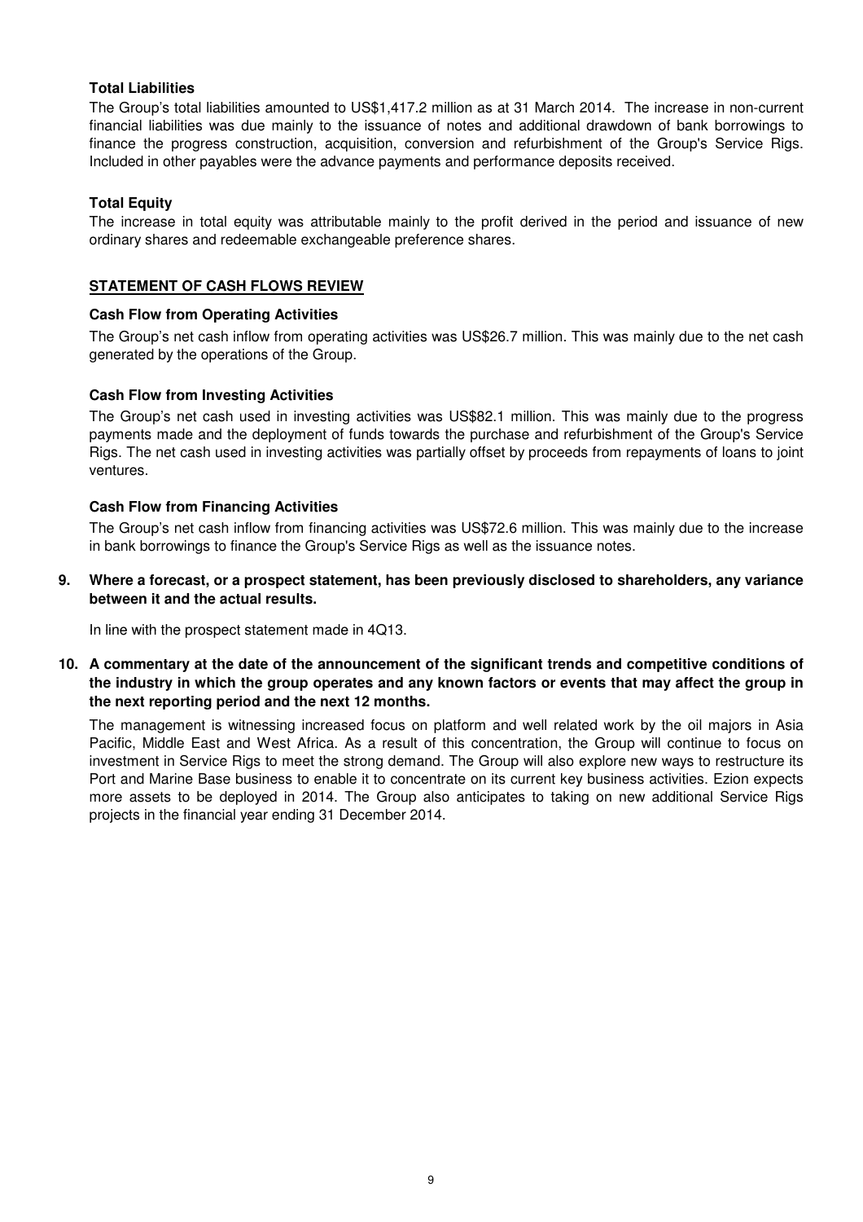**Total Liabilities**

The Group's total liabilities amounted to US$1,417.2 million as at 31 March 2014. The increase in non-current financial liabilities was due mainly to the issuance of notes and additional drawdown of bank borrowings to finance the progress construction, acquisition, conversion and refurbishment of the Group's Service Rigs. Included in other payables were the advance payments and performance deposits received.

**Total Equity**

The increase in total equity was attributable mainly to the profit derived in the period and issuance of new ordinary shares and redeemable exchangeable preference shares.

**STATEMENT OF CASH FLOWS REVIEW**

**Cash Flow from Operating Activities**

The Group's net cash inflow from operating activities was US$26.7 million. This was mainly due to the net cash generated by the operations of the Group.

**Cash Flow from Investing Activities**

The Group's net cash used in investing activities was US$82.1 million. This was mainly due to the progress payments made and the deployment of funds towards the purchase and refurbishment of the Group's Service Rigs. The net cash used in investing activities was partially offset by proceeds from repayments of loans to joint ventures.

**Cash Flow from Financing Activities**

The Group's net cash inflow from financing activities was US$72.6 million. This was mainly due to the increase in bank borrowings to finance the Group's Service Rigs as well as the issuance notes.

**9. Where a forecast, or a prospect statement, has been previously disclosed to shareholders, any variance between it and the actual results.**

In line with the prospect statement made in 4Q13.

**10. A commentary at the date of the announcement of the significant trends and competitive conditions of the industry in which the group operates and any known factors or events that may affect the group in the next reporting period and the next 12 months.**

The management is witnessing increased focus on platform and well related work by the oil majors in Asia Pacific, Middle East and West Africa. As a result of this concentration, the Group will continue to focus on investment in Service Rigs to meet the strong demand. The Group will also explore new ways to restructure its Port and Marine Base business to enable it to concentrate on its current key business activities. Ezion expects more assets to be deployed in 2014. The Group also anticipates to taking on new additional Service Rigs projects in the financial year ending 31 December 2014.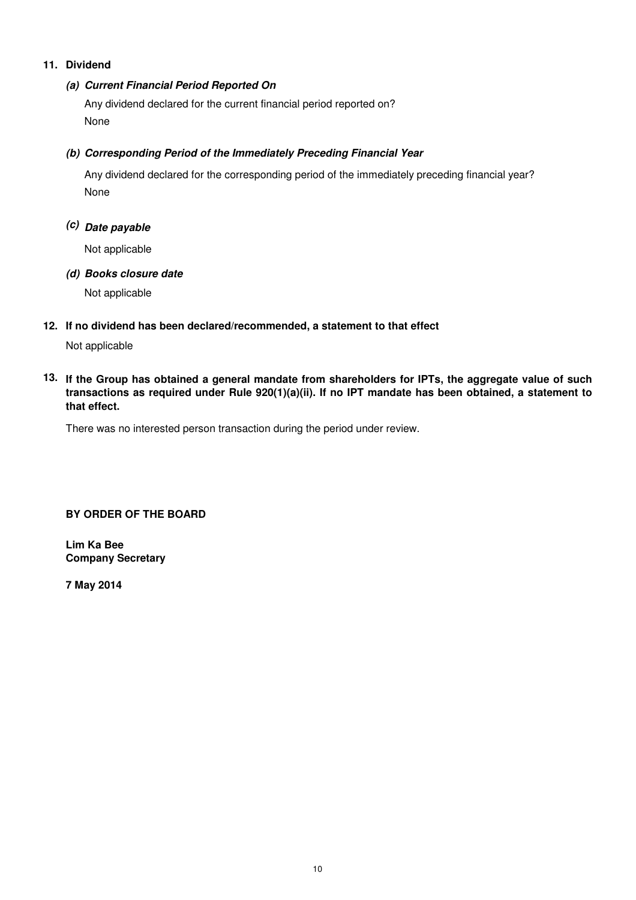## 11. Dividend

### *(a) Current Financial Period Reported On*

Any dividend declared for the current financial period reported on?

None

### *(b) Corresponding Period of the Immediately Preceding Financial Year*

Any dividend declared for the corresponding period of the immediately preceding financial year?

None

### *(c) Date payable*

Not applicable

### *(d) Books closure date*

Not applicable

## 12. If no dividend has been declared/recommended, a statement to that effect

Not applicable

## 13. If the Group has obtained a general mandate from shareholders for IPTs, the aggregate value of such transactions as required under Rule 920(1)(a)(ii). If no IPT mandate has been obtained, a statement to that effect.

There was no interested person transaction during the period under review.

**BY ORDER OF THE BOARD**

**Lim Ka Bee**
**Company Secretary**

**7 May 2014**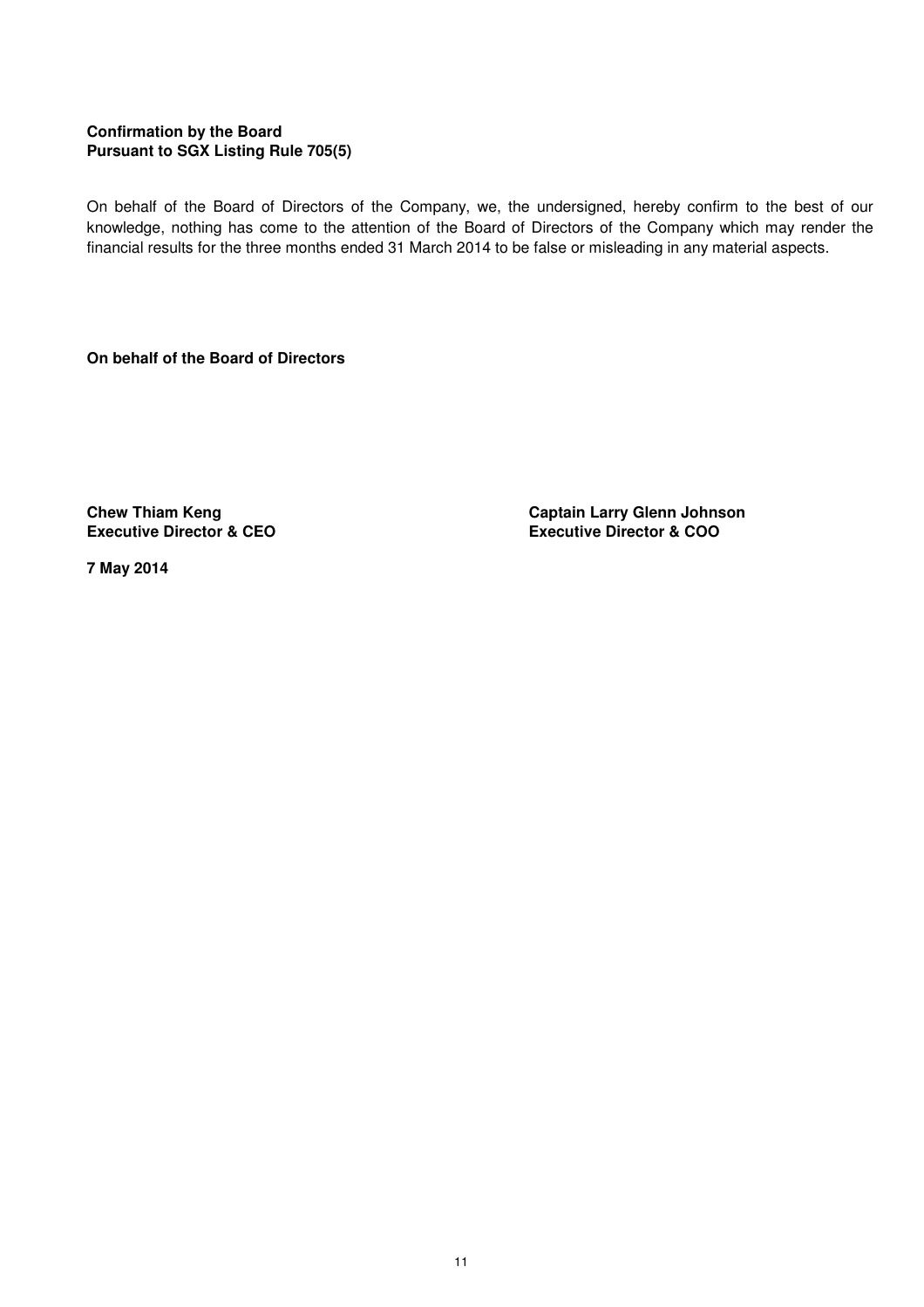**Confirmation by the Board**
**Pursuant to SGX Listing Rule 705(5)**

On behalf of the Board of Directors of the Company, we, the undersigned, hereby confirm to the best of our knowledge, nothing has come to the attention of the Board of Directors of the Company which may render the financial results for the three months ended 31 March 2014 to be false or misleading in any material aspects.

**On behalf of the Board of Directors**

**Chew Thiam Keng**
**Executive Director & CEO**

**Captain Larry Glenn Johnson**
**Executive Director & COO**

**7 May 2014**